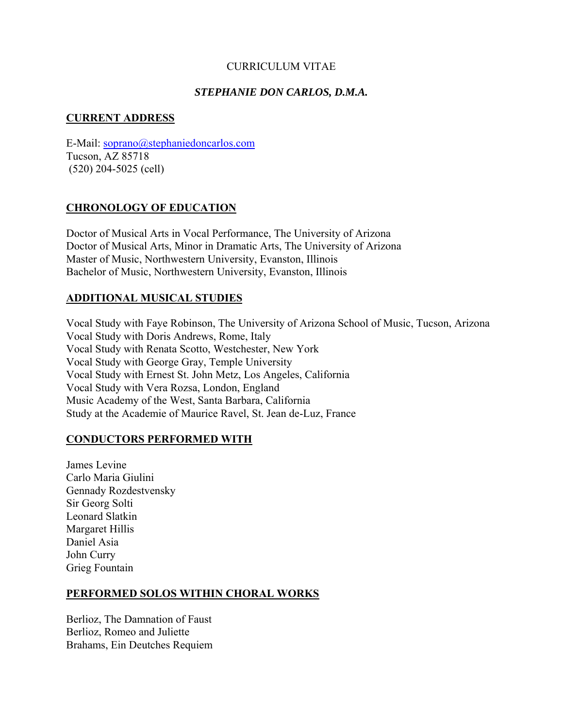CURRICULUM VITAE

***STEPHANIE DON CARLOS, D.M.A.***

## CURRENT ADDRESS

E-Mail: soprano@stephaniedoncarlos.com
Tucson, AZ 85718
(520) 204-5025 (cell)

## CHRONOLOGY OF EDUCATION

Doctor of Musical Arts in Vocal Performance, The University of Arizona
Doctor of Musical Arts, Minor in Dramatic Arts, The University of Arizona
Master of Music, Northwestern University, Evanston, Illinois
Bachelor of Music, Northwestern University, Evanston, Illinois

## ADDITIONAL MUSICAL STUDIES

Vocal Study with Faye Robinson, The University of Arizona School of Music, Tucson, Arizona
Vocal Study with Doris Andrews, Rome, Italy
Vocal Study with Renata Scotto, Westchester, New York
Vocal Study with George Gray, Temple University
Vocal Study with Ernest St. John Metz, Los Angeles, California
Vocal Study with Vera Rozsa, London, England
Music Academy of the West, Santa Barbara, California
Study at the Academie of Maurice Ravel, St. Jean de-Luz, France

## CONDUCTORS PERFORMED WITH

James Levine
Carlo Maria Giulini
Gennady Rozdestvensky
Sir Georg Solti
Leonard Slatkin
Margaret Hillis
Daniel Asia
John Curry
Grieg Fountain

## PERFORMED SOLOS WITHIN CHORAL WORKS

Berlioz, The Damnation of Faust
Berlioz, Romeo and Juliette
Brahams, Ein Deutches Requiem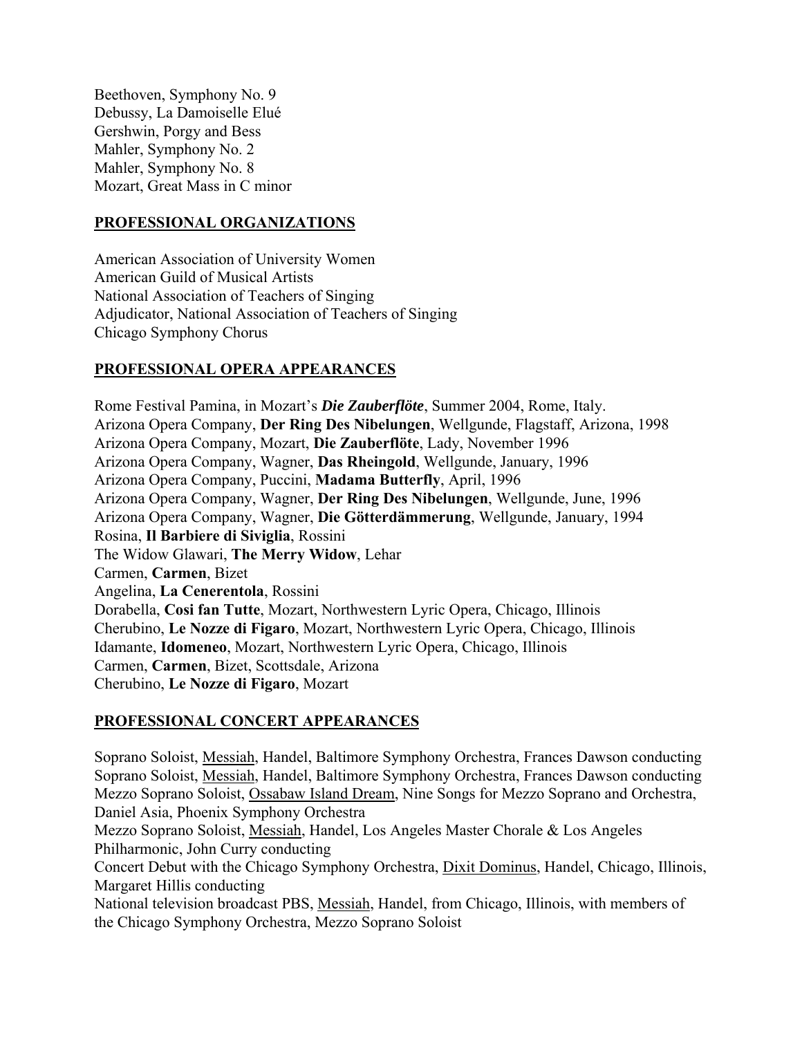Beethoven, Symphony No. 9
Debussy, La Damoiselle Elué
Gershwin, Porgy and Bess
Mahler, Symphony No. 2
Mahler, Symphony No. 8
Mozart, Great Mass in C minor

## PROFESSIONAL ORGANIZATIONS

American Association of University Women
American Guild of Musical Artists
National Association of Teachers of Singing
Adjudicator, National Association of Teachers of Singing
Chicago Symphony Chorus

## PROFESSIONAL OPERA APPEARANCES

Rome Festival Pamina, in Mozart's ***Die Zauberflöte***, Summer 2004, Rome, Italy.
Arizona Opera Company, **Der Ring Des Nibelungen**, Wellgunde, Flagstaff, Arizona, 1998
Arizona Opera Company, Mozart, **Die Zauberflöte**, Lady, November 1996
Arizona Opera Company, Wagner, **Das Rheingold**, Wellgunde, January, 1996
Arizona Opera Company, Puccini, **Madama Butterfly**, April, 1996
Arizona Opera Company, Wagner, **Der Ring Des Nibelungen**, Wellgunde, June, 1996
Arizona Opera Company, Wagner, **Die Götterdämmerung**, Wellgunde, January, 1994
Rosina, **Il Barbiere di Siviglia**, Rossini
The Widow Glawari, **The Merry Widow**, Lehar
Carmen, **Carmen**, Bizet
Angelina, **La Cenerentola**, Rossini
Dorabella, **Cosi fan Tutte**, Mozart, Northwestern Lyric Opera, Chicago, Illinois
Cherubino, **Le Nozze di Figaro**, Mozart, Northwestern Lyric Opera, Chicago, Illinois
Idamante, **Idomeneo**, Mozart, Northwestern Lyric Opera, Chicago, Illinois
Carmen, **Carmen**, Bizet, Scottsdale, Arizona
Cherubino, **Le Nozze di Figaro**, Mozart

## PROFESSIONAL CONCERT APPEARANCES

Soprano Soloist, Messiah, Handel, Baltimore Symphony Orchestra, Frances Dawson conducting
Soprano Soloist, Messiah, Handel, Baltimore Symphony Orchestra, Frances Dawson conducting
Mezzo Soprano Soloist, Ossabaw Island Dream, Nine Songs for Mezzo Soprano and Orchestra, Daniel Asia, Phoenix Symphony Orchestra
Mezzo Soprano Soloist, Messiah, Handel, Los Angeles Master Chorale & Los Angeles Philharmonic, John Curry conducting
Concert Debut with the Chicago Symphony Orchestra, Dixit Dominus, Handel, Chicago, Illinois, Margaret Hillis conducting
National television broadcast PBS, Messiah, Handel, from Chicago, Illinois, with members of the Chicago Symphony Orchestra, Mezzo Soprano Soloist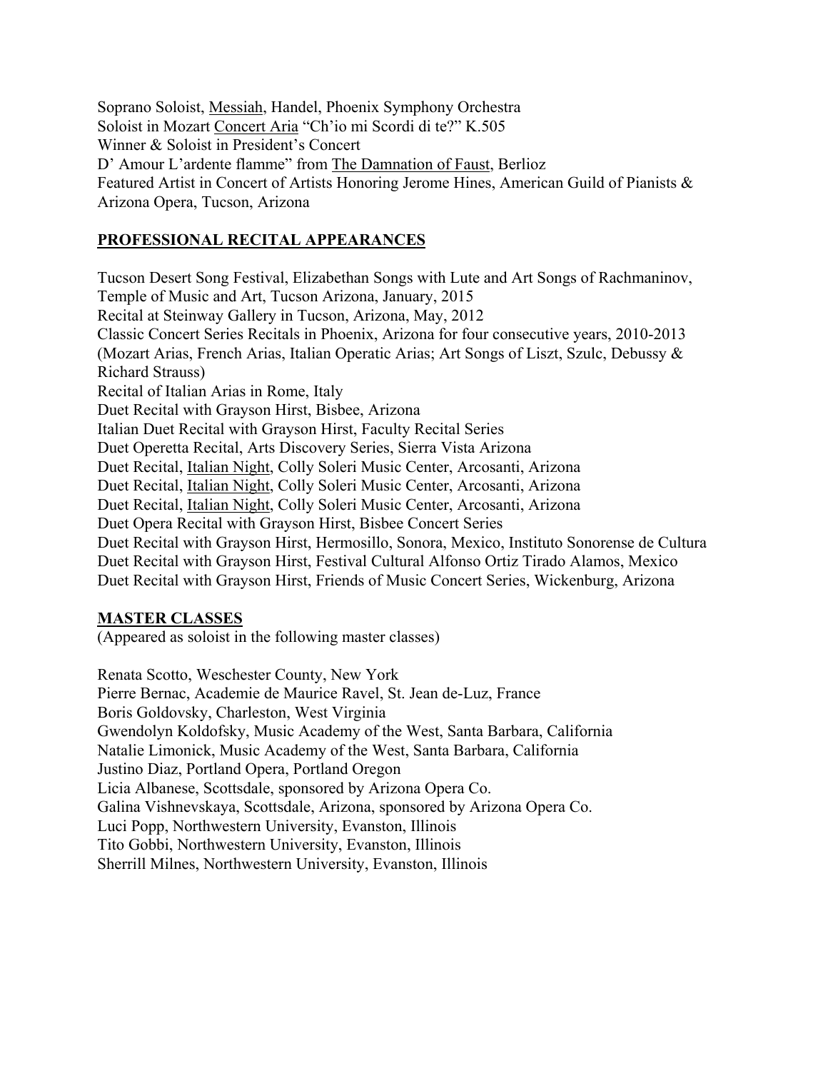Soprano Soloist, <u>Messiah</u>, Handel, Phoenix Symphony Orchestra
Soloist in Mozart <u>Concert Aria</u> "Ch'io mi Scordi di te?" K.505
Winner & Soloist in President's Concert
D' Amour L'ardente flamme" from <u>The Damnation of Faust</u>, Berlioz
Featured Artist in Concert of Artists Honoring Jerome Hines, American Guild of Pianists & Arizona Opera, Tucson, Arizona

## PROFESSIONAL RECITAL APPEARANCES

Tucson Desert Song Festival, Elizabethan Songs with Lute and Art Songs of Rachmaninov, Temple of Music and Art, Tucson Arizona, January, 2015
Recital at Steinway Gallery in Tucson, Arizona, May, 2012
Classic Concert Series Recitals in Phoenix, Arizona for four consecutive years, 2010-2013 (Mozart Arias, French Arias, Italian Operatic Arias; Art Songs of Liszt, Szulc, Debussy & Richard Strauss)
Recital of Italian Arias in Rome, Italy
Duet Recital with Grayson Hirst, Bisbee, Arizona
Italian Duet Recital with Grayson Hirst, Faculty Recital Series
Duet Operetta Recital, Arts Discovery Series, Sierra Vista Arizona
Duet Recital, <u>Italian Night</u>, Colly Soleri Music Center, Arcosanti, Arizona
Duet Recital, <u>Italian Night</u>, Colly Soleri Music Center, Arcosanti, Arizona
Duet Recital, <u>Italian Night</u>, Colly Soleri Music Center, Arcosanti, Arizona
Duet Opera Recital with Grayson Hirst, Bisbee Concert Series
Duet Recital with Grayson Hirst, Hermosillo, Sonora, Mexico, Instituto Sonorense de Cultura
Duet Recital with Grayson Hirst, Festival Cultural Alfonso Ortiz Tirado Alamos, Mexico
Duet Recital with Grayson Hirst, Friends of Music Concert Series, Wickenburg, Arizona

## MASTER CLASSES

(Appeared as soloist in the following master classes)

Renata Scotto, Weschester County, New York
Pierre Bernac, Academie de Maurice Ravel, St. Jean de-Luz, France
Boris Goldovsky, Charleston, West Virginia
Gwendolyn Koldofsky, Music Academy of the West, Santa Barbara, California
Natalie Limonick, Music Academy of the West, Santa Barbara, California
Justino Diaz, Portland Opera, Portland Oregon
Licia Albanese, Scottsdale, sponsored by Arizona Opera Co.
Galina Vishnevskaya, Scottsdale, Arizona, sponsored by Arizona Opera Co.
Luci Popp, Northwestern University, Evanston, Illinois
Tito Gobbi, Northwestern University, Evanston, Illinois
Sherrill Milnes, Northwestern University, Evanston, Illinois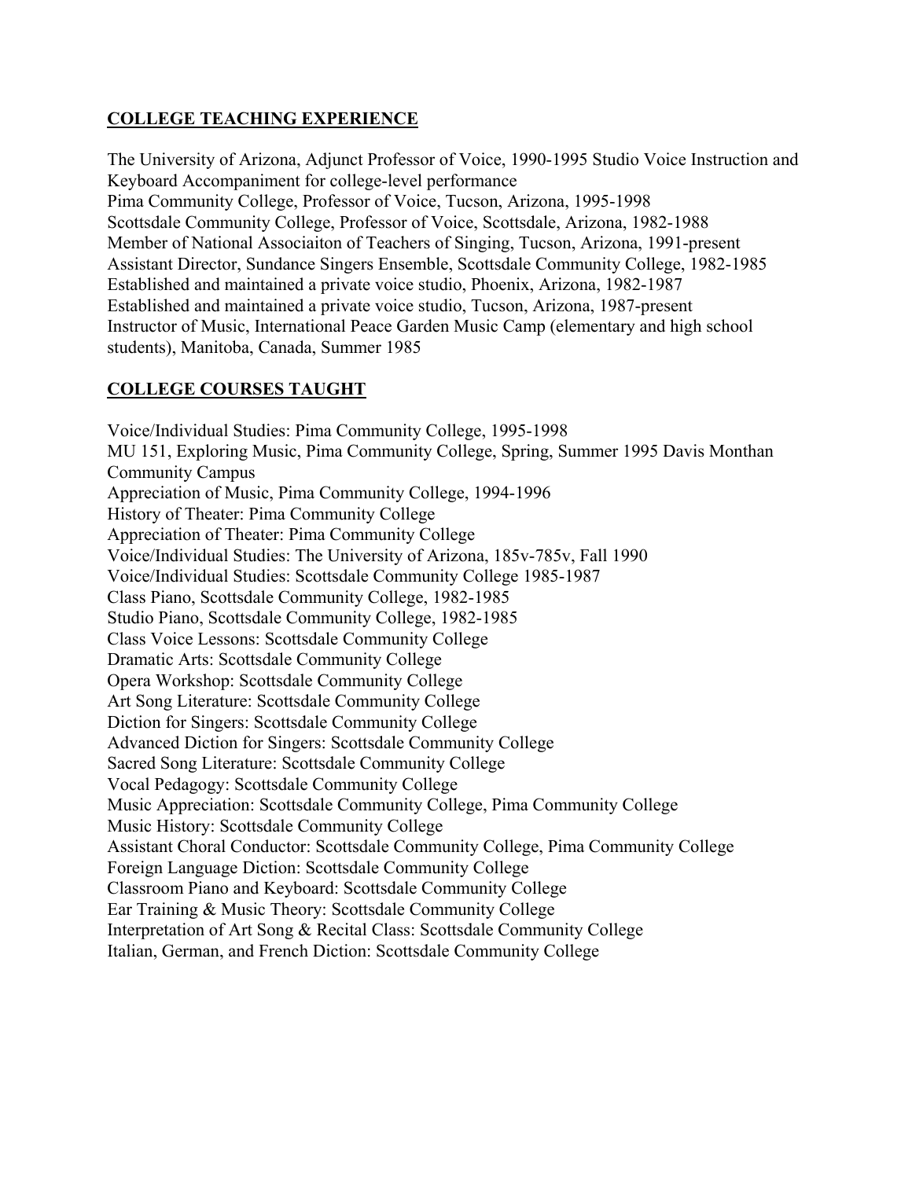## COLLEGE TEACHING EXPERIENCE

The University of Arizona, Adjunct Professor of Voice, 1990-1995 Studio Voice Instruction and Keyboard Accompaniment for college-level performance
Pima Community College, Professor of Voice, Tucson, Arizona, 1995-1998
Scottsdale Community College, Professor of Voice, Scottsdale, Arizona, 1982-1988
Member of National Associaiton of Teachers of Singing, Tucson, Arizona, 1991-present
Assistant Director, Sundance Singers Ensemble, Scottsdale Community College, 1982-1985
Established and maintained a private voice studio, Phoenix, Arizona, 1982-1987
Established and maintained a private voice studio, Tucson, Arizona, 1987-present
Instructor of Music, International Peace Garden Music Camp (elementary and high school students), Manitoba, Canada, Summer 1985

## COLLEGE COURSES TAUGHT

Voice/Individual Studies: Pima Community College, 1995-1998
MU 151, Exploring Music, Pima Community College, Spring, Summer 1995 Davis Monthan Community Campus
Appreciation of Music, Pima Community College, 1994-1996
History of Theater: Pima Community College
Appreciation of Theater: Pima Community College
Voice/Individual Studies: The University of Arizona, 185v-785v, Fall 1990
Voice/Individual Studies: Scottsdale Community College 1985-1987
Class Piano, Scottsdale Community College, 1982-1985
Studio Piano, Scottsdale Community College, 1982-1985
Class Voice Lessons: Scottsdale Community College
Dramatic Arts: Scottsdale Community College
Opera Workshop: Scottsdale Community College
Art Song Literature: Scottsdale Community College
Diction for Singers: Scottsdale Community College
Advanced Diction for Singers: Scottsdale Community College
Sacred Song Literature: Scottsdale Community College
Vocal Pedagogy: Scottsdale Community College
Music Appreciation: Scottsdale Community College, Pima Community College
Music History: Scottsdale Community College
Assistant Choral Conductor: Scottsdale Community College, Pima Community College
Foreign Language Diction: Scottsdale Community College
Classroom Piano and Keyboard: Scottsdale Community College
Ear Training & Music Theory: Scottsdale Community College
Interpretation of Art Song & Recital Class: Scottsdale Community College
Italian, German, and French Diction: Scottsdale Community College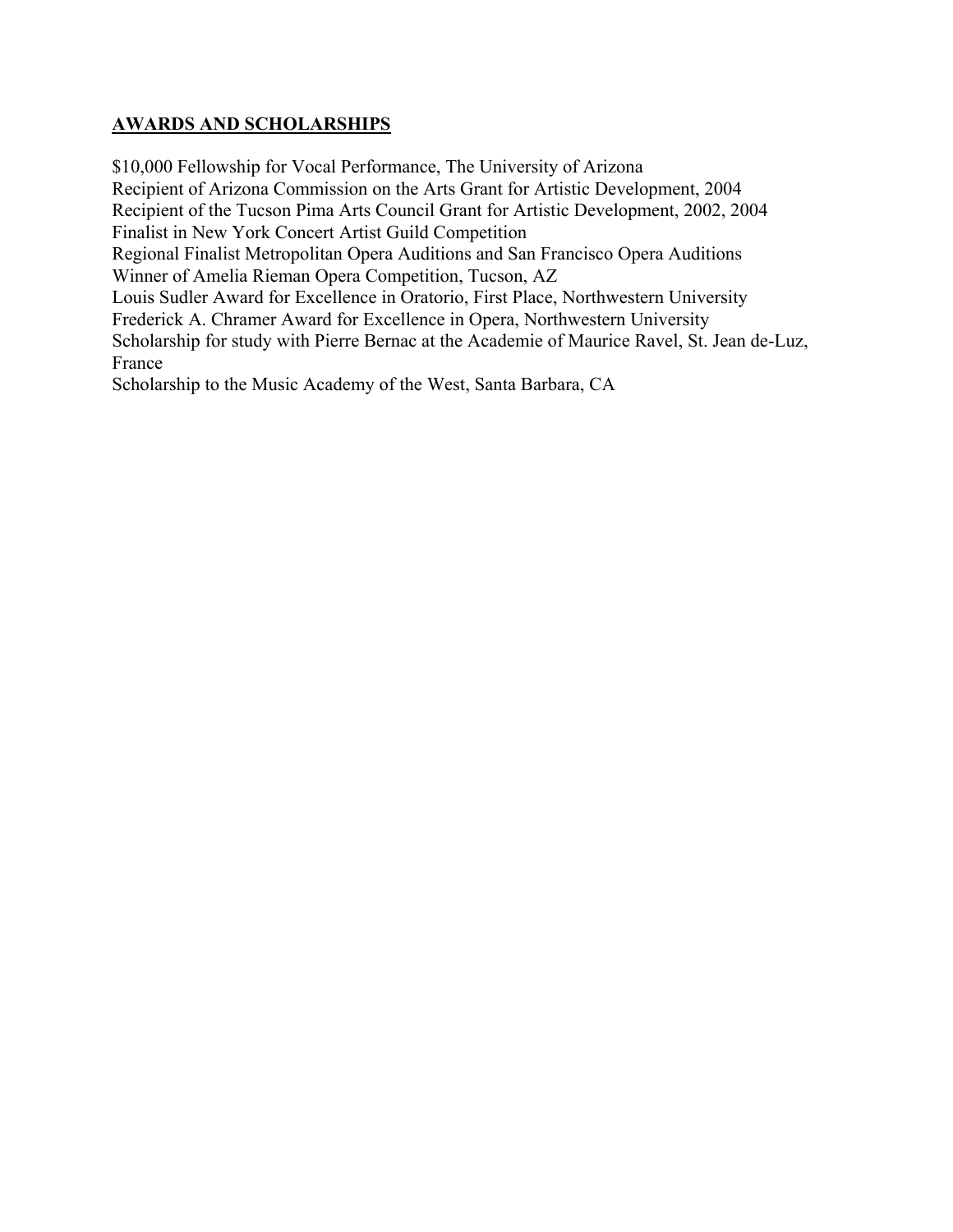## AWARDS AND SCHOLARSHIPS

$10,000 Fellowship for Vocal Performance, The University of Arizona
Recipient of Arizona Commission on the Arts Grant for Artistic Development, 2004
Recipient of the Tucson Pima Arts Council Grant for Artistic Development, 2002, 2004
Finalist in New York Concert Artist Guild Competition
Regional Finalist Metropolitan Opera Auditions and San Francisco Opera Auditions
Winner of Amelia Rieman Opera Competition, Tucson, AZ
Louis Sudler Award for Excellence in Oratorio, First Place, Northwestern University
Frederick A. Chramer Award for Excellence in Opera, Northwestern University
Scholarship for study with Pierre Bernac at the Academie of Maurice Ravel, St. Jean de-Luz, France
Scholarship to the Music Academy of the West, Santa Barbara, CA